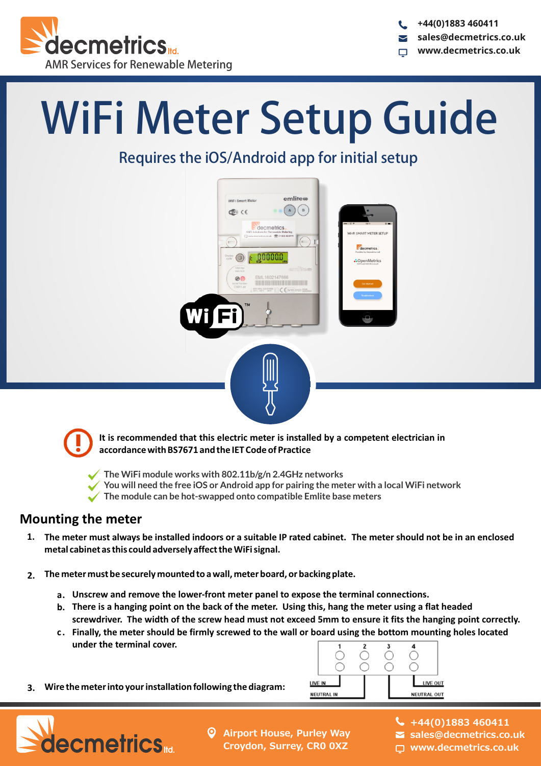decmetrics ltd.
AMR Services for Renewable Metering

+44(0)1883 460411
sales@decmetrics.co.uk
www.decmetrics.co.uk

# WiFi Meter Setup Guide

## Requires the iOS/Android app for initial setup

**It is recommended that this electric meter is installed by a competent electrician in accordance with BS7671 and the IET Code of Practice**

- The WiFi module works with 802.11b/g/n 2.4GHz networks
- You will need the free iOS or Android app for pairing the meter with a local WiFi network
- The module can be hot-swapped onto compatible Emlite base meters

## Mounting the meter

1. **The meter must always be installed indoors or a suitable IP rated cabinet. The meter should not be in an enclosed metal cabinet as this could adversely affect the WiFi signal.**

2. **The meter must be securely mounted to a wall, meter board, or backing plate.**

   a. **Unscrew and remove the lower-front meter panel to expose the terminal connections.**
   
   b. **There is a hanging point on the back of the meter. Using this, hang the meter using a flat headed screwdriver. The width of the screw head must not exceed 5mm to ensure it fits the hanging point correctly.**
   
   c. **Finally, the meter should be firmly screwed to the wall or board using the bottom mounting holes located under the terminal cover.**

3. **Wire the meter into your installation following the diagram:**

Terminals: 1, 2, 3, 4 — LIVE IN (1), NEUTRAL IN (2), NEUTRAL OUT (3), LIVE OUT (4)

decmetrics ltd.

Airport House, Purley Way
Croydon, Surrey, CR0 0XZ

+44(0)1883 460411
sales@decmetrics.co.uk
www.decmetrics.co.uk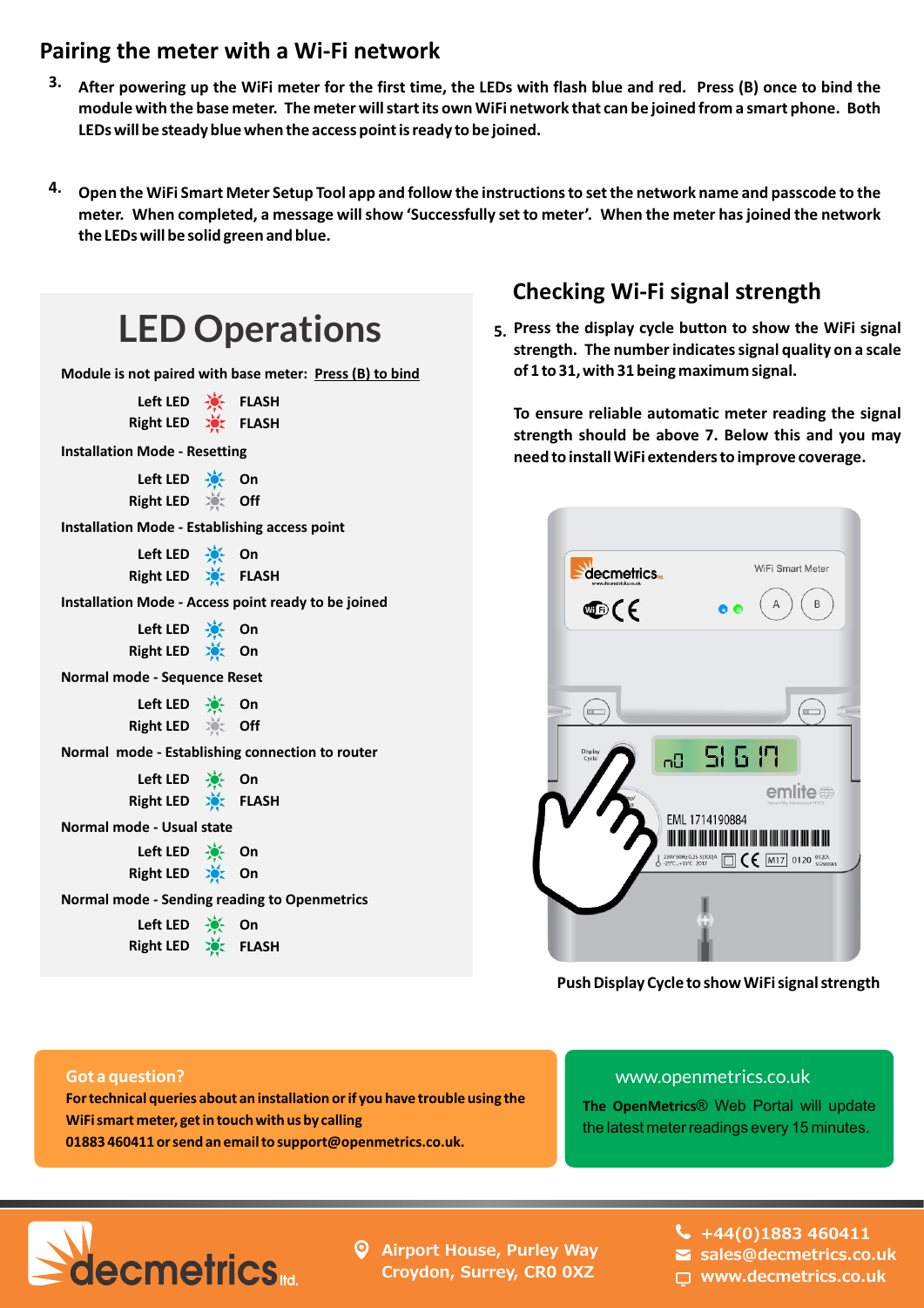## Pairing the meter with a Wi-Fi network

3. **After powering up the WiFi meter for the first time, the LEDs with flash blue and red. Press (B) once to bind the module with the base meter. The meter will start its own WiFi network that can be joined from a smart phone. Both LEDs will be steady blue when the access point is ready to be joined.**

4. **Open the WiFi Smart Meter Setup Tool app and follow the instructions to set the network name and passcode to the meter. When completed, a message will show 'Successfully set to meter'. When the meter has joined the network the LEDs will be solid green and blue.**

## LED Operations

**Module is not paired with base meter: Press (B) to bind**

| | |
|---|---|
| Left LED | FLASH |
| Right LED | FLASH |

**Installation Mode - Resetting**

| | |
|---|---|
| Left LED | On |
| Right LED | Off |

**Installation Mode - Establishing access point**

| | |
|---|---|
| Left LED | On |
| Right LED | FLASH |

**Installation Mode - Access point ready to be joined**

| | |
|---|---|
| Left LED | On |
| Right LED | On |

**Normal mode - Sequence Reset**

| | |
|---|---|
| Left LED | On |
| Right LED | Off |

**Normal mode - Establishing connection to router**

| | |
|---|---|
| Left LED | On |
| Right LED | FLASH |

**Normal mode - Usual state**

| | |
|---|---|
| Left LED | On |
| Right LED | On |

**Normal mode - Sending reading to Openmetrics**

| | |
|---|---|
| Left LED | On |
| Right LED | FLASH |

## Checking Wi-Fi signal strength

5. **Press the display cycle button to show the WiFi signal strength. The number indicates signal quality on a scale of 1 to 31, with 31 being maximum signal.**

   **To ensure reliable automatic meter reading the signal strength should be above 7. Below this and you may need to install WiFi extenders to improve coverage.**

**Push Display Cycle to show WiFi signal strength**

**Got a question?**

**For technical queries about an installation or if you have trouble using the WiFi smart meter, get in touch with us by calling 01883 460411 or send an email to support@openmetrics.co.uk.**

www.openmetrics.co.uk

**The OpenMetrics**® Web Portal will update the latest meter readings every 15 minutes.

**Airport House, Purley Way Croydon, Surrey, CR0 0XZ**

**+44(0)1883 460411**
**sales@decmetrics.co.uk**
**www.decmetrics.co.uk**